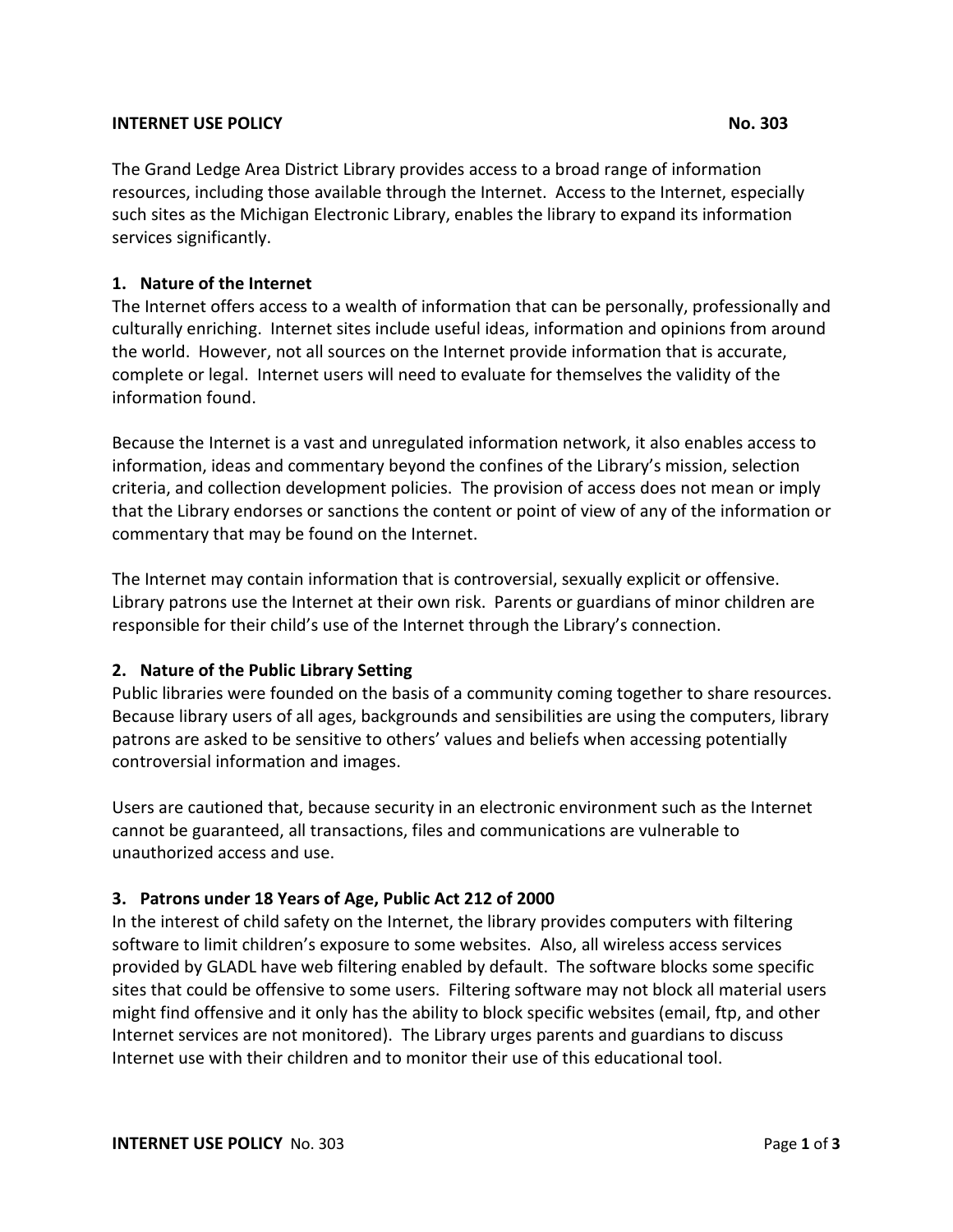**INTERNET USE POLICY** **No. 303**

The Grand Ledge Area District Library provides access to a broad range of information resources, including those available through the Internet. Access to the Internet, especially such sites as the Michigan Electronic Library, enables the library to expand its information services significantly.

### 1. Nature of the Internet

The Internet offers access to a wealth of information that can be personally, professionally and culturally enriching. Internet sites include useful ideas, information and opinions from around the world. However, not all sources on the Internet provide information that is accurate, complete or legal. Internet users will need to evaluate for themselves the validity of the information found.

Because the Internet is a vast and unregulated information network, it also enables access to information, ideas and commentary beyond the confines of the Library's mission, selection criteria, and collection development policies. The provision of access does not mean or imply that the Library endorses or sanctions the content or point of view of any of the information or commentary that may be found on the Internet.

The Internet may contain information that is controversial, sexually explicit or offensive. Library patrons use the Internet at their own risk. Parents or guardians of minor children are responsible for their child's use of the Internet through the Library's connection.

### 2. Nature of the Public Library Setting

Public libraries were founded on the basis of a community coming together to share resources. Because library users of all ages, backgrounds and sensibilities are using the computers, library patrons are asked to be sensitive to others' values and beliefs when accessing potentially controversial information and images.

Users are cautioned that, because security in an electronic environment such as the Internet cannot be guaranteed, all transactions, files and communications are vulnerable to unauthorized access and use.

### 3. Patrons under 18 Years of Age, Public Act 212 of 2000

In the interest of child safety on the Internet, the library provides computers with filtering software to limit children's exposure to some websites. Also, all wireless access services provided by GLADL have web filtering enabled by default. The software blocks some specific sites that could be offensive to some users. Filtering software may not block all material users might find offensive and it only has the ability to block specific websites (email, ftp, and other Internet services are not monitored). The Library urges parents and guardians to discuss Internet use with their children and to monitor their use of this educational tool.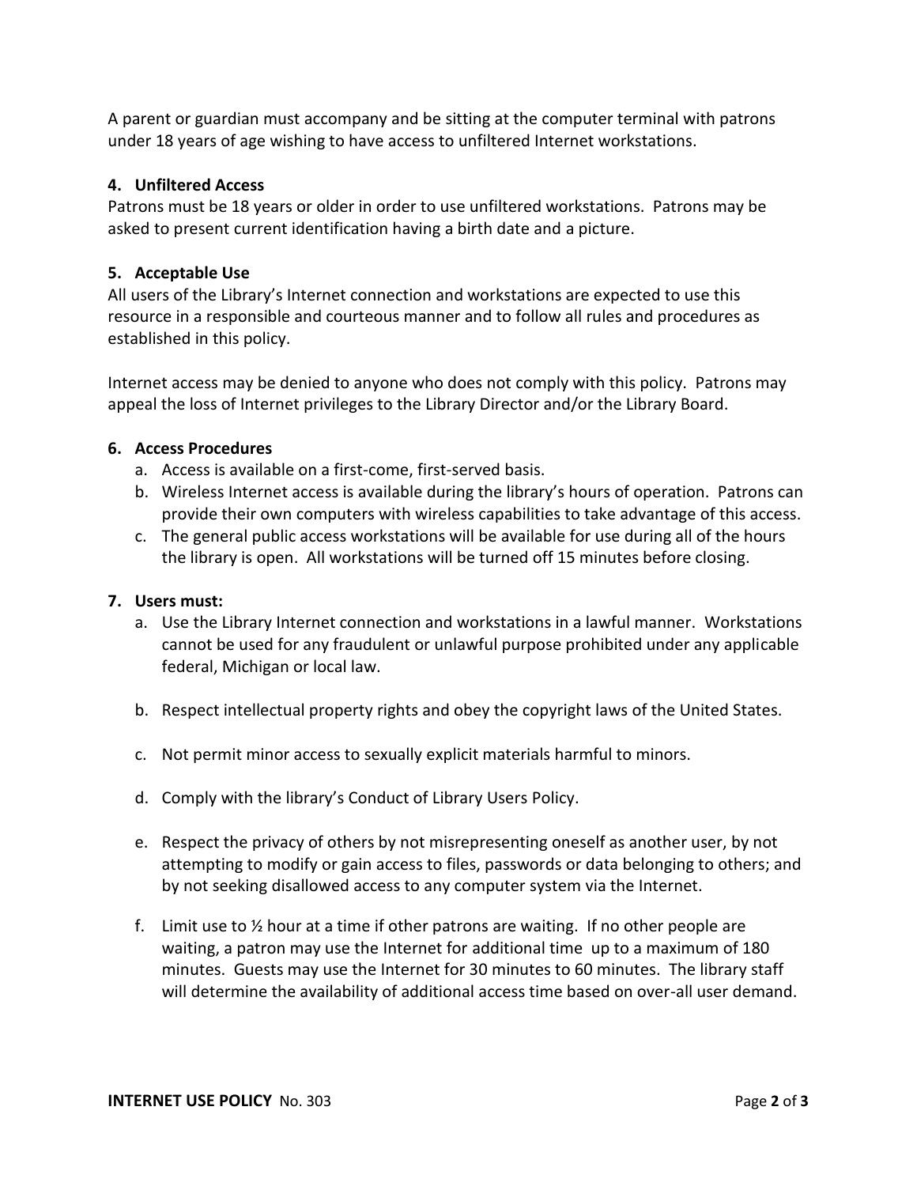A parent or guardian must accompany and be sitting at the computer terminal with patrons under 18 years of age wishing to have access to unfiltered Internet workstations.

**4. Unfiltered Access**

Patrons must be 18 years or older in order to use unfiltered workstations. Patrons may be asked to present current identification having a birth date and a picture.

**5. Acceptable Use**

All users of the Library's Internet connection and workstations are expected to use this resource in a responsible and courteous manner and to follow all rules and procedures as established in this policy.

Internet access may be denied to anyone who does not comply with this policy. Patrons may appeal the loss of Internet privileges to the Library Director and/or the Library Board.

**6. Access Procedures**

a. Access is available on a first-come, first-served basis.
b. Wireless Internet access is available during the library's hours of operation. Patrons can provide their own computers with wireless capabilities to take advantage of this access.
c. The general public access workstations will be available for use during all of the hours the library is open. All workstations will be turned off 15 minutes before closing.

**7. Users must:**

a. Use the Library Internet connection and workstations in a lawful manner. Workstations cannot be used for any fraudulent or unlawful purpose prohibited under any applicable federal, Michigan or local law.

b. Respect intellectual property rights and obey the copyright laws of the United States.

c. Not permit minor access to sexually explicit materials harmful to minors.

d. Comply with the library's Conduct of Library Users Policy.

e. Respect the privacy of others by not misrepresenting oneself as another user, by not attempting to modify or gain access to files, passwords or data belonging to others; and by not seeking disallowed access to any computer system via the Internet.

f. Limit use to ½ hour at a time if other patrons are waiting. If no other people are waiting, a patron may use the Internet for additional time up to a maximum of 180 minutes. Guests may use the Internet for 30 minutes to 60 minutes. The library staff will determine the availability of additional access time based on over-all user demand.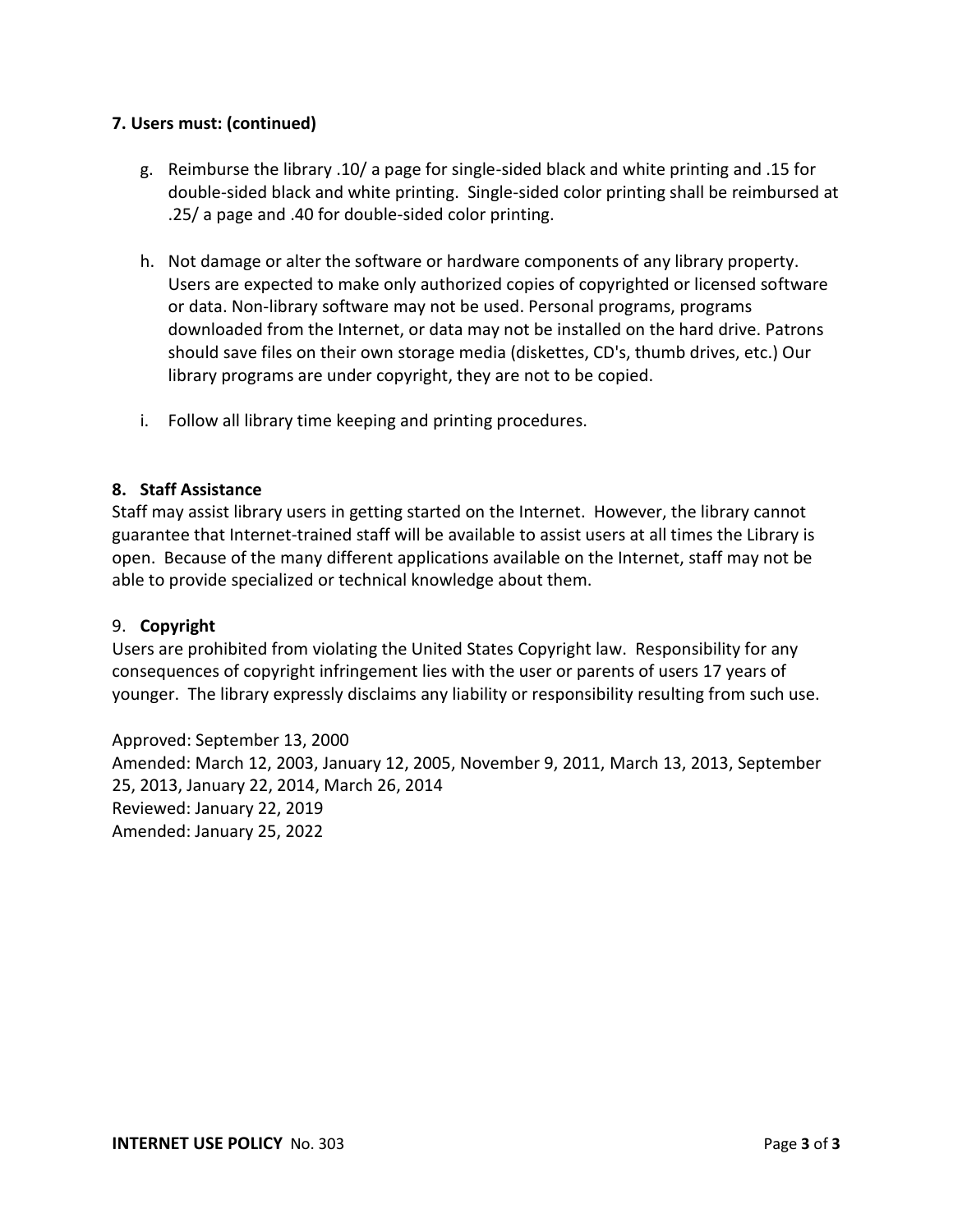**7. Users must: (continued)**

g. Reimburse the library .10/ a page for single-sided black and white printing and .15 for double-sided black and white printing. Single-sided color printing shall be reimbursed at .25/ a page and .40 for double-sided color printing.

h. Not damage or alter the software or hardware components of any library property. Users are expected to make only authorized copies of copyrighted or licensed software or data. Non-library software may not be used. Personal programs, programs downloaded from the Internet, or data may not be installed on the hard drive. Patrons should save files on their own storage media (diskettes, CD's, thumb drives, etc.) Our library programs are under copyright, they are not to be copied.

i. Follow all library time keeping and printing procedures.

**8. Staff Assistance**

Staff may assist library users in getting started on the Internet. However, the library cannot guarantee that Internet-trained staff will be available to assist users at all times the Library is open. Because of the many different applications available on the Internet, staff may not be able to provide specialized or technical knowledge about them.

9. **Copyright**

Users are prohibited from violating the United States Copyright law. Responsibility for any consequences of copyright infringement lies with the user or parents of users 17 years of younger. The library expressly disclaims any liability or responsibility resulting from such use.

Approved: September 13, 2000
Amended: March 12, 2003, January 12, 2005, November 9, 2011, March 13, 2013, September 25, 2013, January 22, 2014, March 26, 2014
Reviewed: January 22, 2019
Amended: January 25, 2022